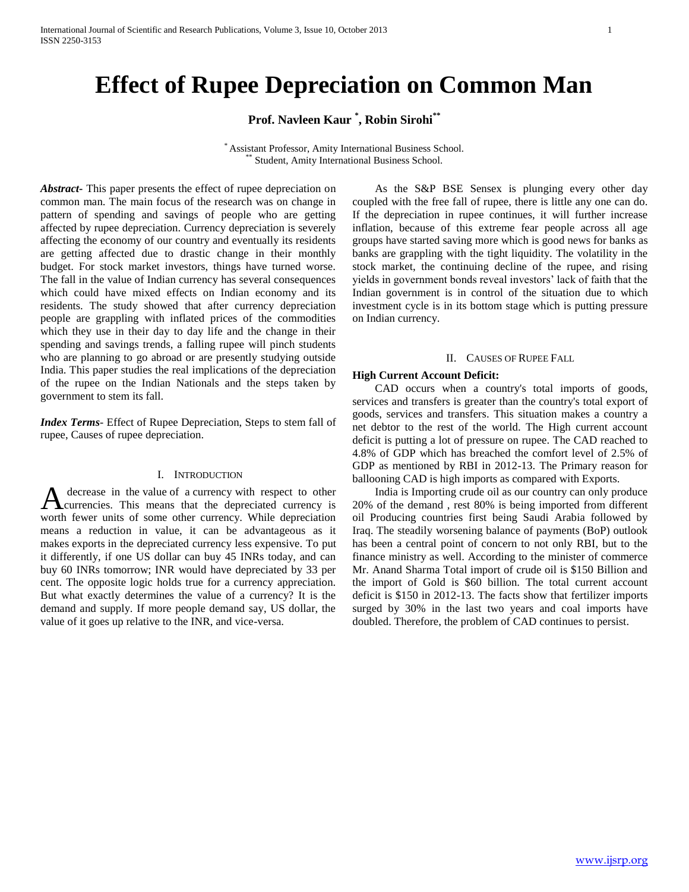# Effect of Rupee Depreciation on Common Man

**Prof. Navleen Kaur [*], Robin Sirohi [**]**

[*] Assistant Professor, Amity International Business School.
[**] Student, Amity International Business School.

***Abstract***- This paper presents the effect of rupee depreciation on common man. The main focus of the research was on change in pattern of spending and savings of people who are getting affected by rupee depreciation. Currency depreciation is severely affecting the economy of our country and eventually its residents are getting affected due to drastic change in their monthly budget. For stock market investors, things have turned worse. The fall in the value of Indian currency has several consequences which could have mixed effects on Indian economy and its residents. The study showed that after currency depreciation people are grappling with inflated prices of the commodities which they use in their day to day life and the change in their spending and savings trends, a falling rupee will pinch students who are planning to go abroad or are presently studying outside India. This paper studies the real implications of the depreciation of the rupee on the Indian Nationals and the steps taken by government to stem its fall.

***Index Terms***- Effect of Rupee Depreciation, Steps to stem fall of rupee, Causes of rupee depreciation.

## I. Introduction

A decrease in the value of a currency with respect to other currencies. This means that the depreciated currency is worth fewer units of some other currency. While depreciation means a reduction in value, it can be advantageous as it makes exports in the depreciated currency less expensive. To put it differently, if one US dollar can buy 45 INRs today, and can buy 60 INRs tomorrow; INR would have depreciated by 33 per cent. The opposite logic holds true for a currency appreciation. But what exactly determines the value of a currency? It is the demand and supply. If more people demand say, US dollar, the value of it goes up relative to the INR, and vice-versa.

As the S&P BSE Sensex is plunging every other day coupled with the free fall of rupee, there is little any one can do. If the depreciation in rupee continues, it will further increase inflation, because of this extreme fear people across all age groups have started saving more which is good news for banks as banks are grappling with the tight liquidity. The volatility in the stock market, the continuing decline of the rupee, and rising yields in government bonds reveal investors' lack of faith that the Indian government is in control of the situation due to which investment cycle is in its bottom stage which is putting pressure on Indian currency.

## II. Causes of Rupee Fall

**High Current Account Deficit:**

CAD occurs when a country's total imports of goods, services and transfers is greater than the country's total export of goods, services and transfers. This situation makes a country a net debtor to the rest of the world. The High current account deficit is putting a lot of pressure on rupee. The CAD reached to 4.8% of GDP which has breached the comfort level of 2.5% of GDP as mentioned by RBI in 2012-13. The Primary reason for ballooning CAD is high imports as compared with Exports.

India is Importing crude oil as our country can only produce 20% of the demand , rest 80% is being imported from different oil Producing countries first being Saudi Arabia followed by Iraq. The steadily worsening balance of payments (BoP) outlook has been a central point of concern to not only RBI, but to the finance ministry as well. According to the minister of commerce Mr. Anand Sharma Total import of crude oil is $150 Billion and the import of Gold is $60 billion. The total current account deficit is $150 in 2012-13. The facts show that fertilizer imports surged by 30% in the last two years and coal imports have doubled. Therefore, the problem of CAD continues to persist.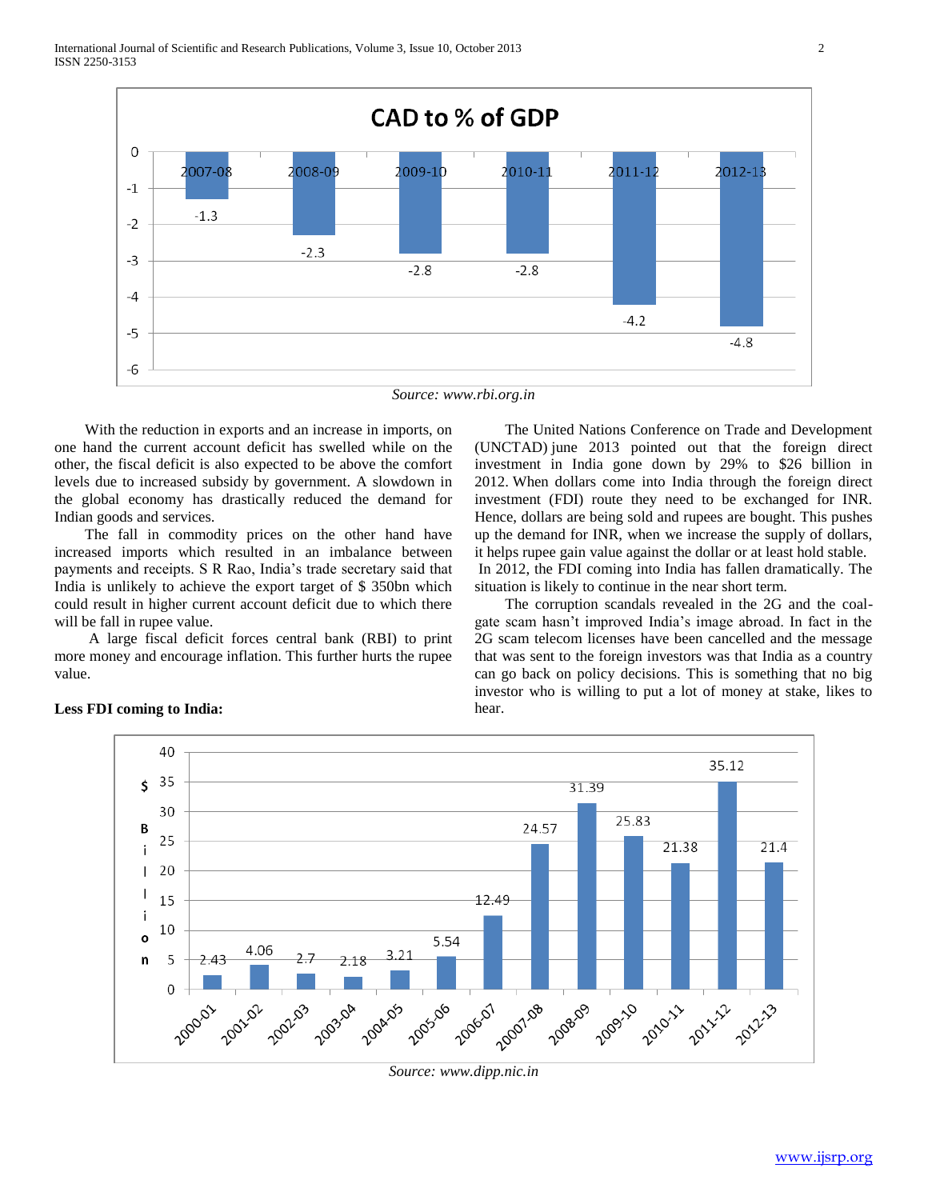**CAD to % of GDP**

| Year | CAD to % of GDP |
|---|---|
| 2007-08 | -1.3 |
| 2008-09 | -2.3 |
| 2009-10 | -2.8 |
| 2010-11 | -2.8 |
| 2011-12 | -4.2 |
| 2012-13 | -4.8 |

*Source: www.rbi.org.in*

With the reduction in exports and an increase in imports, on one hand the current account deficit has swelled while on the other, the fiscal deficit is also expected to be above the comfort levels due to increased subsidy by government. A slowdown in the global economy has drastically reduced the demand for Indian goods and services.

The fall in commodity prices on the other hand have increased imports which resulted in an imbalance between payments and receipts. S R Rao, India's trade secretary said that India is unlikely to achieve the export target of $ 350bn which could result in higher current account deficit due to which there will be fall in rupee value.

A large fiscal deficit forces central bank (RBI) to print more money and encourage inflation. This further hurts the rupee value.

**Less FDI coming to India:**

The United Nations Conference on Trade and Development (UNCTAD) june 2013 pointed out that the foreign direct investment in India gone down by 29% to $26 billion in 2012. When dollars come into India through the foreign direct investment (FDI) route they need to be exchanged for INR. Hence, dollars are being sold and rupees are bought. This pushes up the demand for INR, when we increase the supply of dollars, it helps rupee gain value against the dollar or at least hold stable. In 2012, the FDI coming into India has fallen dramatically. The situation is likely to continue in the near short term.

The corruption scandals revealed in the 2G and the coal-gate scam hasn't improved India's image abroad. In fact in the 2G scam telecom licenses have been cancelled and the message that was sent to the foreign investors was that India as a country can go back on policy decisions. This is something that no big investor who is willing to put a lot of money at stake, likes to hear.

| Year | $ Billion |
|---|---|
| 2000-01 | 2.43 |
| 2001-02 | 4.06 |
| 2002-03 | 2.7 |
| 2003-04 | 2.18 |
| 2004-05 | 3.21 |
| 2005-06 | 5.54 |
| 2006-07 | 12.49 |
| 20007-08 | 24.57 |
| 2008-09 | 31.39 |
| 2009-10 | 25.83 |
| 2010-11 | 21.38 |
| 2011-12 | 35.12 |
| 2012-13 | 21.4 |

*Source: www.dipp.nic.in*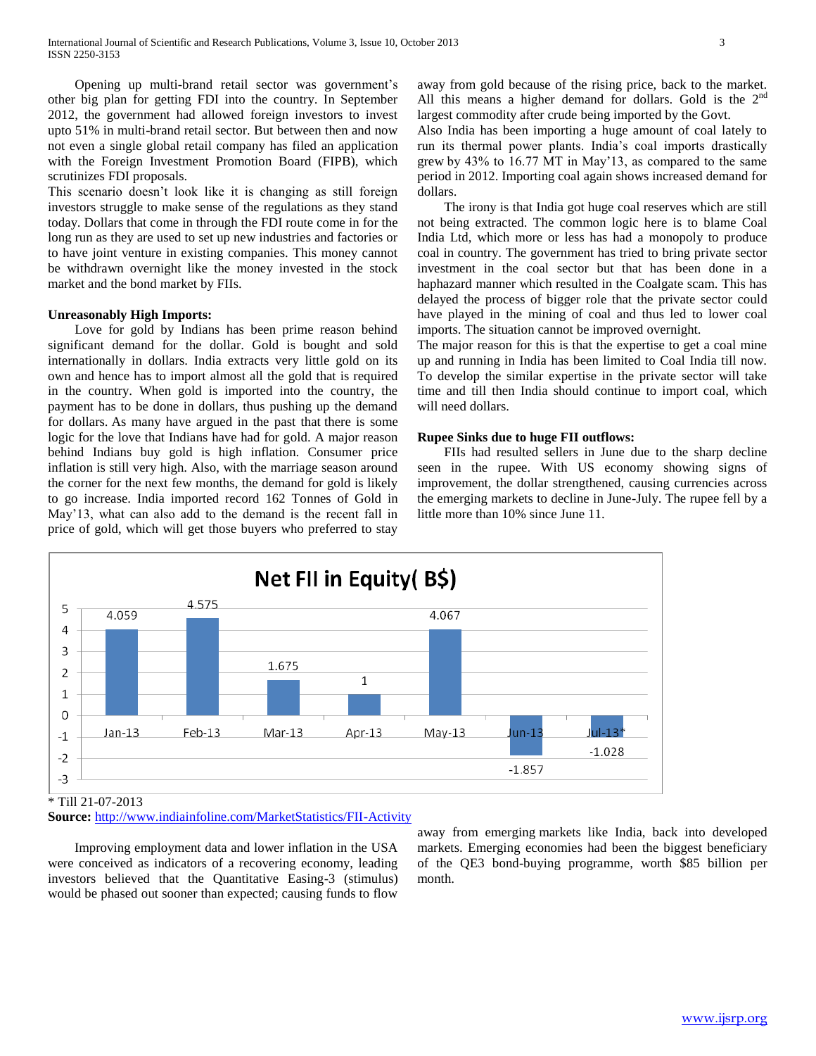Opening up multi-brand retail sector was government's other big plan for getting FDI into the country. In September 2012, the government had allowed foreign investors to invest upto 51% in multi-brand retail sector. But between then and now not even a single global retail company has filed an application with the Foreign Investment Promotion Board (FIPB), which scrutinizes FDI proposals.

This scenario doesn't look like it is changing as still foreign investors struggle to make sense of the regulations as they stand today. Dollars that come in through the FDI route come in for the long run as they are used to set up new industries and factories or to have joint venture in existing companies. This money cannot be withdrawn overnight like the money invested in the stock market and the bond market by FIIs.

**Unreasonably High Imports:**

Love for gold by Indians has been prime reason behind significant demand for the dollar. Gold is bought and sold internationally in dollars. India extracts very little gold on its own and hence has to import almost all the gold that is required in the country. When gold is imported into the country, the payment has to be done in dollars, thus pushing up the demand for dollars. As many have argued in the past that there is some logic for the love that Indians have had for gold. A major reason behind Indians buy gold is high inflation. Consumer price inflation is still very high. Also, with the marriage season around the corner for the next few months, the demand for gold is likely to go increase. India imported record 162 Tonnes of Gold in May'13, what can also add to the demand is the recent fall in price of gold, which will get those buyers who preferred to stay away from gold because of the rising price, back to the market. All this means a higher demand for dollars. Gold is the 2nd largest commodity after crude being imported by the Govt.

Also India has been importing a huge amount of coal lately to run its thermal power plants. India's coal imports drastically grew by 43% to 16.77 MT in May'13, as compared to the same period in 2012. Importing coal again shows increased demand for dollars.

The irony is that India got huge coal reserves which are still not being extracted. The common logic here is to blame Coal India Ltd, which more or less has had a monopoly to produce coal in country. The government has tried to bring private sector investment in the coal sector but that has been done in a haphazard manner which resulted in the Coalgate scam. This has delayed the process of bigger role that the private sector could have played in the mining of coal and thus led to lower coal imports. The situation cannot be improved overnight.

The major reason for this is that the expertise to get a coal mine up and running in India has been limited to Coal India till now. To develop the similar expertise in the private sector will take time and till then India should continue to import coal, which will need dollars.

**Rupee Sinks due to huge FII outflows:**

FIIs had resulted sellers in June due to the sharp decline seen in the rupee. With US economy showing signs of improvement, the dollar strengthened, causing currencies across the emerging markets to decline in June-July. The rupee fell by a little more than 10% since June 11.

**Net FII in Equity( B$)**

| Month | Net FII in Equity (B$) |
|---|---|
| Jan-13 | 4.059 |
| Feb-13 | 4.575 |
| Mar-13 | 1.675 |
| Apr-13 | 1 |
| May-13 | 4.067 |
| Jun-13 | -1.857 |
| Jul-13* | -1.028 |

\* Till 21-07-2013

**Source:** http://www.indiainfoline.com/MarketStatistics/FII-Activity

Improving employment data and lower inflation in the USA were conceived as indicators of a recovering economy, leading investors believed that the Quantitative Easing-3 (stimulus) would be phased out sooner than expected; causing funds to flow away from emerging markets like India, back into developed markets. Emerging economies had been the biggest beneficiary of the QE3 bond-buying programme, worth $85 billion per month.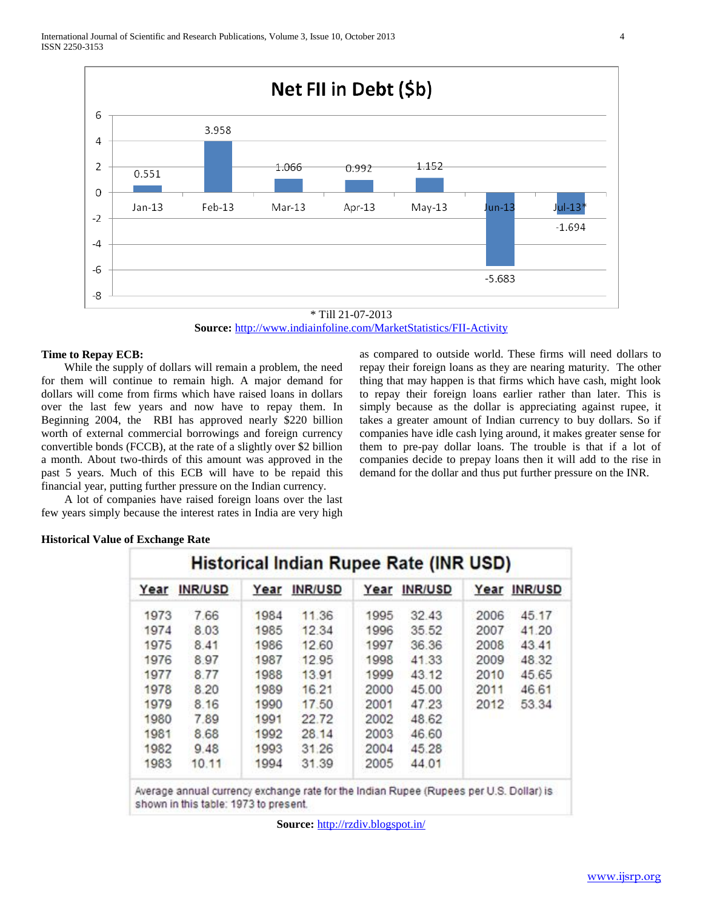**Net FII in Debt ($b)**

| Month | Net FII in Debt ($b) |
|---|---|
| Jan-13 | 0.551 |
| Feb-13 | 3.958 |
| Mar-13 | 1.066 |
| Apr-13 | 0.992 |
| May-13 | 1.152 |
| Jun-13 | -5.683 |
| Jul-13* | -1.694 |

\* Till 21-07-2013

**Source:** http://www.indiainfoline.com/MarketStatistics/FII-Activity

**Time to Repay ECB:**

While the supply of dollars will remain a problem, the need for them will continue to remain high. A major demand for dollars will come from firms which have raised loans in dollars over the last few years and now have to repay them. In Beginning 2004, the RBI has approved nearly $220 billion worth of external commercial borrowings and foreign currency convertible bonds (FCCB), at the rate of a slightly over $2 billion a month. About two-thirds of this amount was approved in the past 5 years. Much of this ECB will have to be repaid this financial year, putting further pressure on the Indian currency.

A lot of companies have raised foreign loans over the last few years simply because the interest rates in India are very high as compared to outside world. These firms will need dollars to repay their foreign loans as they are nearing maturity. The other thing that may happen is that firms which have cash, might look to repay their foreign loans earlier rather than later. This is simply because as the dollar is appreciating against rupee, it takes a greater amount of Indian currency to buy dollars. So if companies have idle cash lying around, it makes greater sense for them to pre-pay dollar loans. The trouble is that if a lot of companies decide to prepay loans then it will add to the rise in demand for the dollar and thus put further pressure on the INR.

**Historical Value of Exchange Rate**

**Historical Indian Rupee Rate (INR USD)**

| Year | INR/USD | Year | INR/USD | Year | INR/USD | Year | INR/USD |
|---|---|---|---|---|---|---|---|
| 1973 | 7.66 | 1984 | 11.36 | 1995 | 32.43 | 2006 | 45.17 |
| 1974 | 8.03 | 1985 | 12.34 | 1996 | 35.52 | 2007 | 41.20 |
| 1975 | 8.41 | 1986 | 12.60 | 1997 | 36.36 | 2008 | 43.41 |
| 1976 | 8.97 | 1987 | 12.95 | 1998 | 41.33 | 2009 | 48.32 |
| 1977 | 8.77 | 1988 | 13.91 | 1999 | 43.12 | 2010 | 45.65 |
| 1978 | 8.20 | 1989 | 16.21 | 2000 | 45.00 | 2011 | 46.61 |
| 1979 | 8.16 | 1990 | 17.50 | 2001 | 47.23 | 2012 | 53.34 |
| 1980 | 7.89 | 1991 | 22.72 | 2002 | 48.62 | | |
| 1981 | 8.68 | 1992 | 28.14 | 2003 | 46.60 | | |
| 1982 | 9.48 | 1993 | 31.26 | 2004 | 45.28 | | |
| 1983 | 10.11 | 1994 | 31.39 | 2005 | 44.01 | | |

Average annual currency exchange rate for the Indian Rupee (Rupees per U.S. Dollar) is shown in this table: 1973 to present.

**Source:** http://rzdiv.blogspot.in/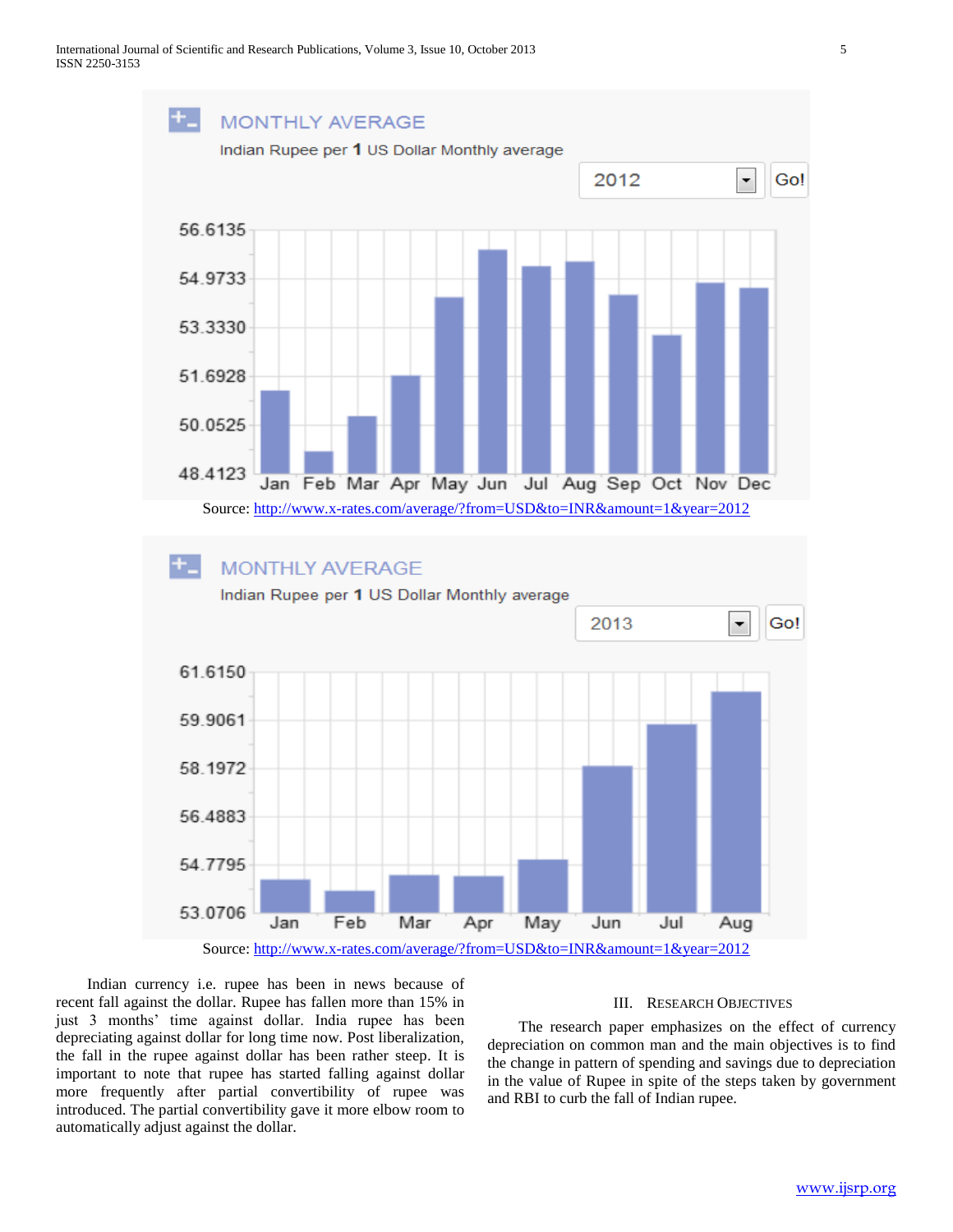MONTHLY AVERAGE

Indian Rupee per **1** US Dollar Monthly average

2012

Source: http://www.x-rates.com/average/?from=USD&to=INR&amount=1&year=2012

MONTHLY AVERAGE

Indian Rupee per **1** US Dollar Monthly average

2013

Source: http://www.x-rates.com/average/?from=USD&to=INR&amount=1&year=2012

Indian currency i.e. rupee has been in news because of recent fall against the dollar. Rupee has fallen more than 15% in just 3 months' time against dollar. India rupee has been depreciating against dollar for long time now. Post liberalization, the fall in the rupee against dollar has been rather steep. It is important to note that rupee has started falling against dollar more frequently after partial convertibility of rupee was introduced. The partial convertibility gave it more elbow room to automatically adjust against the dollar.

## III. Research Objectives

The research paper emphasizes on the effect of currency depreciation on common man and the main objectives is to find the change in pattern of spending and savings due to depreciation in the value of Rupee in spite of the steps taken by government and RBI to curb the fall of Indian rupee.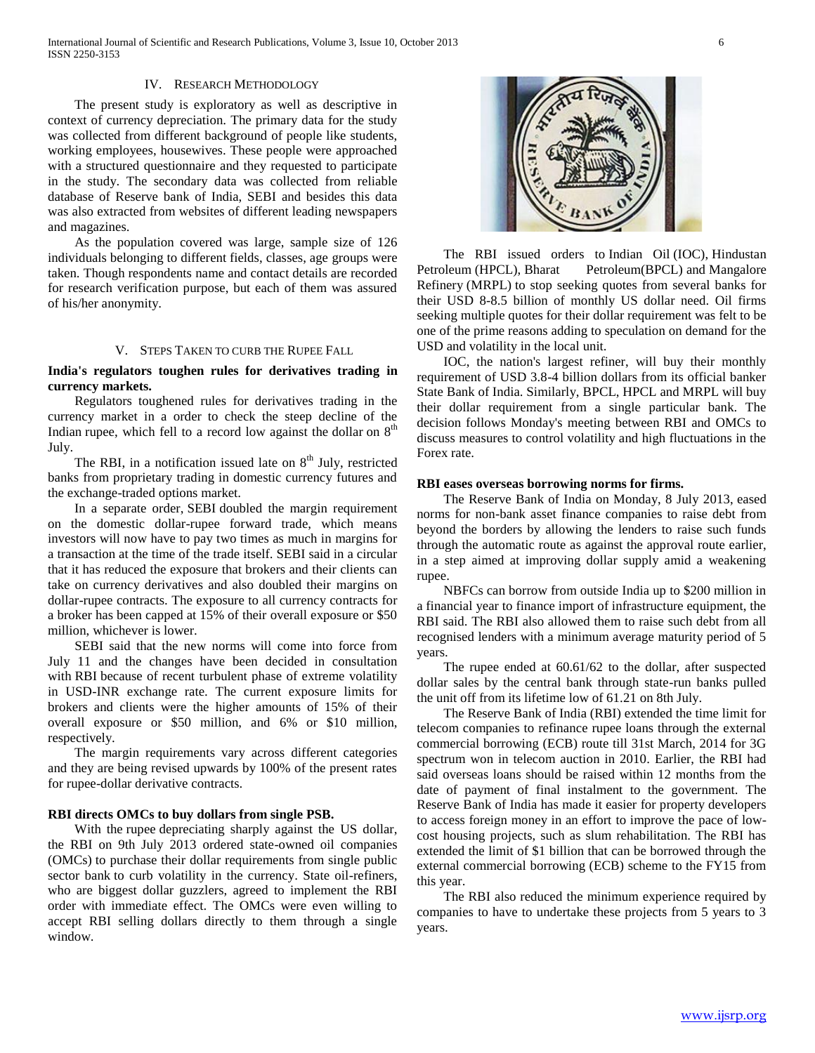## IV. RESEARCH METHODOLOGY

The present study is exploratory as well as descriptive in context of currency depreciation. The primary data for the study was collected from different background of people like students, working employees, housewives. These people were approached with a structured questionnaire and they requested to participate in the study. The secondary data was collected from reliable database of Reserve bank of India, SEBI and besides this data was also extracted from websites of different leading newspapers and magazines.

As the population covered was large, sample size of 126 individuals belonging to different fields, classes, age groups were taken. Though respondents name and contact details are recorded for research verification purpose, but each of them was assured of his/her anonymity.

## V. STEPS TAKEN TO CURB THE RUPEE FALL

**India's regulators toughen rules for derivatives trading in currency markets.**

Regulators toughened rules for derivatives trading in the currency market in a order to check the steep decline of the Indian rupee, which fell to a record low against the dollar on 8th July.

The RBI, in a notification issued late on 8th July, restricted banks from proprietary trading in domestic currency futures and the exchange-traded options market.

In a separate order, SEBI doubled the margin requirement on the domestic dollar-rupee forward trade, which means investors will now have to pay two times as much in margins for a transaction at the time of the trade itself. SEBI said in a circular that it has reduced the exposure that brokers and their clients can take on currency derivatives and also doubled their margins on dollar-rupee contracts. The exposure to all currency contracts for a broker has been capped at 15% of their overall exposure or $50 million, whichever is lower.

SEBI said that the new norms will come into force from July 11 and the changes have been decided in consultation with RBI because of recent turbulent phase of extreme volatility in USD-INR exchange rate. The current exposure limits for brokers and clients were the higher amounts of 15% of their overall exposure or $50 million, and 6% or $10 million, respectively.

The margin requirements vary across different categories and they are being revised upwards by 100% of the present rates for rupee-dollar derivative contracts.

**RBI directs OMCs to buy dollars from single PSB.**

With the rupee depreciating sharply against the US dollar, the RBI on 9th July 2013 ordered state-owned oil companies (OMCs) to purchase their dollar requirements from single public sector bank to curb volatility in the currency. State oil-refiners, who are biggest dollar guzzlers, agreed to implement the RBI order with immediate effect. The OMCs were even willing to accept RBI selling dollars directly to them through a single window.

The RBI issued orders to Indian Oil (IOC), Hindustan Petroleum (HPCL), Bharat Petroleum(BPCL) and Mangalore Refinery (MRPL) to stop seeking quotes from several banks for their USD 8-8.5 billion of monthly US dollar need. Oil firms seeking multiple quotes for their dollar requirement was felt to be one of the prime reasons adding to speculation on demand for the USD and volatility in the local unit.

IOC, the nation's largest refiner, will buy their monthly requirement of USD 3.8-4 billion dollars from its official banker State Bank of India. Similarly, BPCL, HPCL and MRPL will buy their dollar requirement from a single particular bank. The decision follows Monday's meeting between RBI and OMCs to discuss measures to control volatility and high fluctuations in the Forex rate.

**RBI eases overseas borrowing norms for firms.**

The Reserve Bank of India on Monday, 8 July 2013, eased norms for non-bank asset finance companies to raise debt from beyond the borders by allowing the lenders to raise such funds through the automatic route as against the approval route earlier, in a step aimed at improving dollar supply amid a weakening rupee.

NBFCs can borrow from outside India up to $200 million in a financial year to finance import of infrastructure equipment, the RBI said. The RBI also allowed them to raise such debt from all recognised lenders with a minimum average maturity period of 5 years.

The rupee ended at 60.61/62 to the dollar, after suspected dollar sales by the central bank through state-run banks pulled the unit off from its lifetime low of 61.21 on 8th July.

The Reserve Bank of India (RBI) extended the time limit for telecom companies to refinance rupee loans through the external commercial borrowing (ECB) route till 31st March, 2014 for 3G spectrum won in telecom auction in 2010. Earlier, the RBI had said overseas loans should be raised within 12 months from the date of payment of final instalment to the government. The Reserve Bank of India has made it easier for property developers to access foreign money in an effort to improve the pace of low-cost housing projects, such as slum rehabilitation. The RBI has extended the limit of $1 billion that can be borrowed through the external commercial borrowing (ECB) scheme to the FY15 from this year.

The RBI also reduced the minimum experience required by companies to have to undertake these projects from 5 years to 3 years.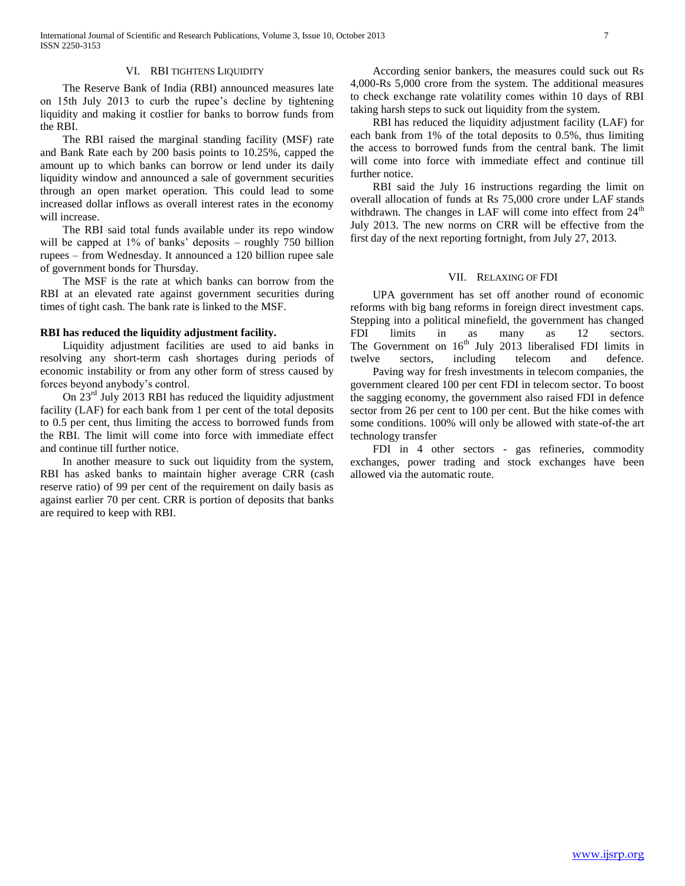## VI. RBI TIGHTENS LIQUIDITY

The Reserve Bank of India (RBI) announced measures late on 15th July 2013 to curb the rupee's decline by tightening liquidity and making it costlier for banks to borrow funds from the RBI.

The RBI raised the marginal standing facility (MSF) rate and Bank Rate each by 200 basis points to 10.25%, capped the amount up to which banks can borrow or lend under its daily liquidity window and announced a sale of government securities through an open market operation. This could lead to some increased dollar inflows as overall interest rates in the economy will increase.

The RBI said total funds available under its repo window will be capped at 1% of banks' deposits – roughly 750 billion rupees – from Wednesday. It announced a 120 billion rupee sale of government bonds for Thursday.

The MSF is the rate at which banks can borrow from the RBI at an elevated rate against government securities during times of tight cash. The bank rate is linked to the MSF.

**RBI has reduced the liquidity adjustment facility.**

Liquidity adjustment facilities are used to aid banks in resolving any short-term cash shortages during periods of economic instability or from any other form of stress caused by forces beyond anybody's control.

On 23rd July 2013 RBI has reduced the liquidity adjustment facility (LAF) for each bank from 1 per cent of the total deposits to 0.5 per cent, thus limiting the access to borrowed funds from the RBI. The limit will come into force with immediate effect and continue till further notice.

In another measure to suck out liquidity from the system, RBI has asked banks to maintain higher average CRR (cash reserve ratio) of 99 per cent of the requirement on daily basis as against earlier 70 per cent. CRR is portion of deposits that banks are required to keep with RBI.

According senior bankers, the measures could suck out Rs 4,000-Rs 5,000 crore from the system. The additional measures to check exchange rate volatility comes within 10 days of RBI taking harsh steps to suck out liquidity from the system.

RBI has reduced the liquidity adjustment facility (LAF) for each bank from 1% of the total deposits to 0.5%, thus limiting the access to borrowed funds from the central bank. The limit will come into force with immediate effect and continue till further notice.

RBI said the July 16 instructions regarding the limit on overall allocation of funds at Rs 75,000 crore under LAF stands withdrawn. The changes in LAF will come into effect from 24th July 2013. The new norms on CRR will be effective from the first day of the next reporting fortnight, from July 27, 2013.

## VII. RELAXING OF FDI

UPA government has set off another round of economic reforms with big bang reforms in foreign direct investment caps. Stepping into a political minefield, the government has changed FDI limits in as many as 12 sectors. The Government on 16th July 2013 liberalised FDI limits in twelve sectors, including telecom and defence.

Paving way for fresh investments in telecom companies, the government cleared 100 per cent FDI in telecom sector. To boost the sagging economy, the government also raised FDI in defence sector from 26 per cent to 100 per cent. But the hike comes with some conditions. 100% will only be allowed with state-of-the art technology transfer

FDI in 4 other sectors - gas refineries, commodity exchanges, power trading and stock exchanges have been allowed via the automatic route.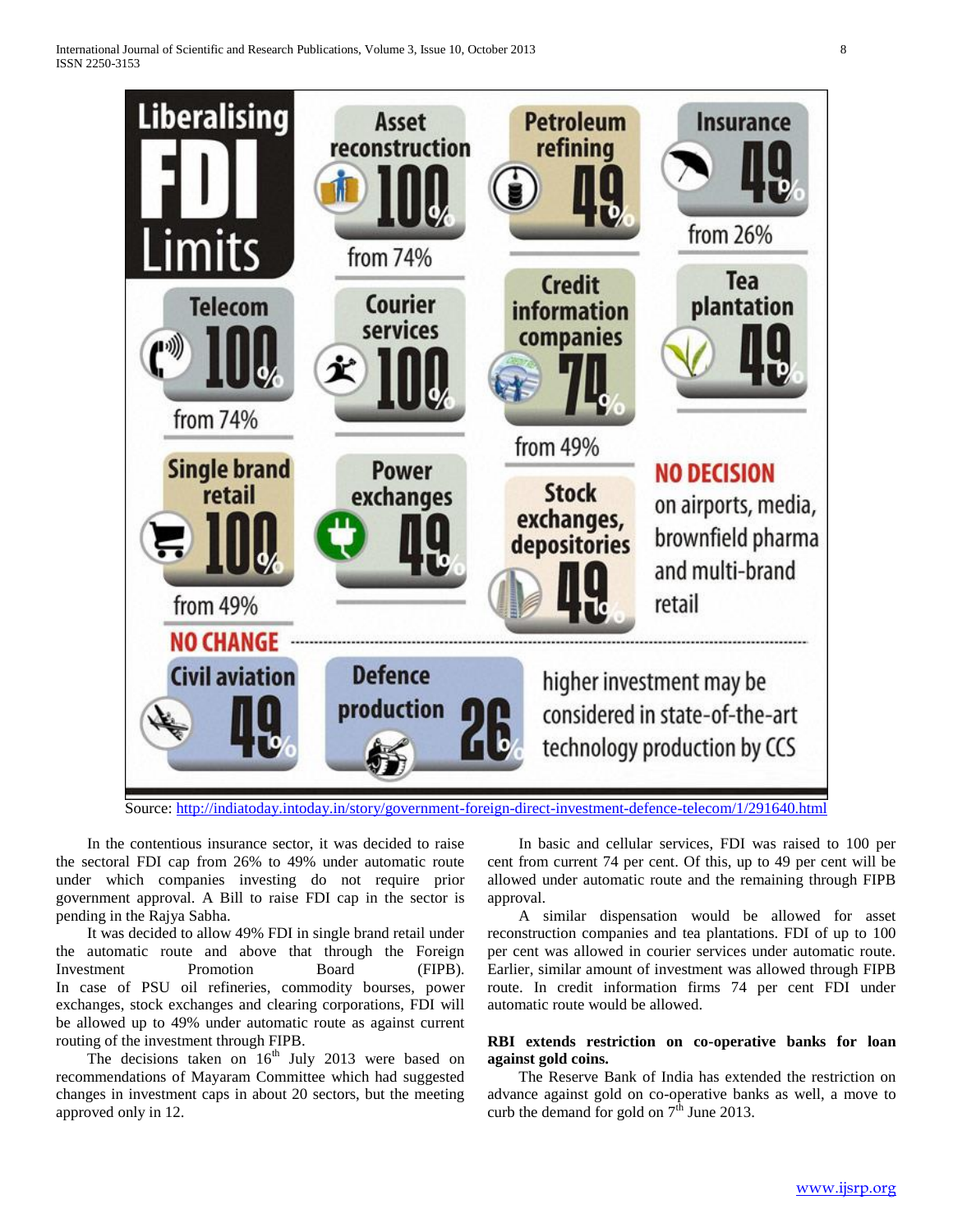Liberalising FDI Limits

| Sector | FDI Limit | Previous |
|---|---|---|
| Asset reconstruction | 100% | from 74% |
| Petroleum refining | 49% | |
| Insurance | 49% | from 26% |
| Telecom | 100% | from 74% |
| Courier services | 100% | |
| Credit information companies | 74% | from 49% |
| Tea plantation | 49% | |
| Single brand retail | 100% | from 49% |
| Power exchanges | 49% | |
| Stock exchanges, depositories | 49% | |

NO DECISION on airports, media, brownfield pharma and multi-brand retail

NO CHANGE

| Sector | FDI Limit |
|---|---|
| Civil aviation | 49% |
| Defence production | 26% |

higher investment may be considered in state-of-the-art technology production by CCS

Source: http://indiatoday.intoday.in/story/government-foreign-direct-investment-defence-telecom/1/291640.html

In the contentious insurance sector, it was decided to raise the sectoral FDI cap from 26% to 49% under automatic route under which companies investing do not require prior government approval. A Bill to raise FDI cap in the sector is pending in the Rajya Sabha.

It was decided to allow 49% FDI in single brand retail under the automatic route and above that through the Foreign Investment Promotion Board (FIPB). In case of PSU oil refineries, commodity bourses, power exchanges, stock exchanges and clearing corporations, FDI will be allowed up to 49% under automatic route as against current routing of the investment through FIPB.

The decisions taken on 16th July 2013 were based on recommendations of Mayaram Committee which had suggested changes in investment caps in about 20 sectors, but the meeting approved only in 12.

In basic and cellular services, FDI was raised to 100 per cent from current 74 per cent. Of this, up to 49 per cent will be allowed under automatic route and the remaining through FIPB approval.

A similar dispensation would be allowed for asset reconstruction companies and tea plantations. FDI of up to 100 per cent was allowed in courier services under automatic route. Earlier, similar amount of investment was allowed through FIPB route. In credit information firms 74 per cent FDI under automatic route would be allowed.

**RBI extends restriction on co-operative banks for loan against gold coins.**

The Reserve Bank of India has extended the restriction on advance against gold on co-operative banks as well, a move to curb the demand for gold on 7th June 2013.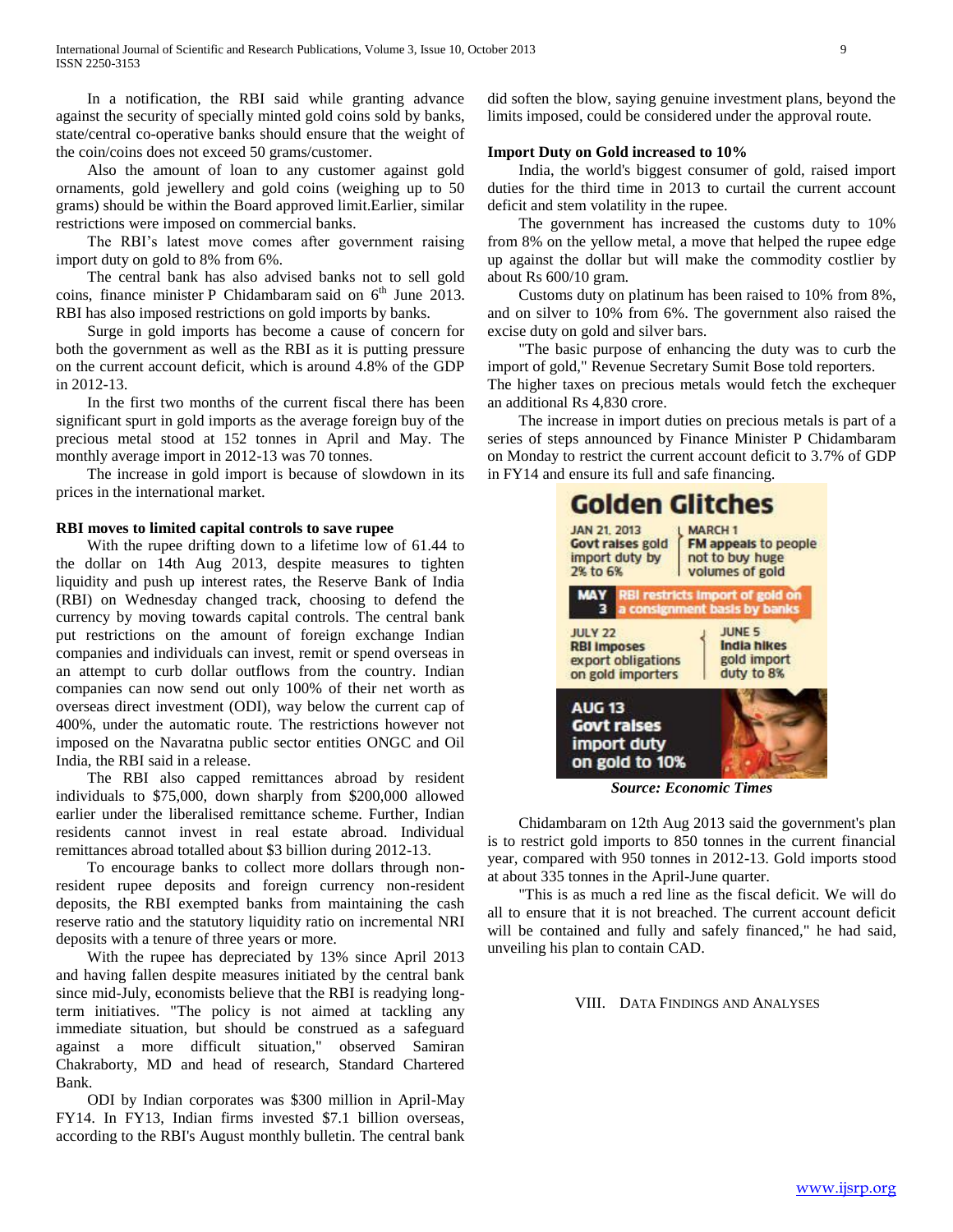In a notification, the RBI said while granting advance against the security of specially minted gold coins sold by banks, state/central co-operative banks should ensure that the weight of the coin/coins does not exceed 50 grams/customer.

Also the amount of loan to any customer against gold ornaments, gold jewellery and gold coins (weighing up to 50 grams) should be within the Board approved limit.Earlier, similar restrictions were imposed on commercial banks.

The RBI's latest move comes after government raising import duty on gold to 8% from 6%.

The central bank has also advised banks not to sell gold coins, finance minister P Chidambaram said on 6th June 2013. RBI has also imposed restrictions on gold imports by banks.

Surge in gold imports has become a cause of concern for both the government as well as the RBI as it is putting pressure on the current account deficit, which is around 4.8% of the GDP in 2012-13.

In the first two months of the current fiscal there has been significant spurt in gold imports as the average foreign buy of the precious metal stood at 152 tonnes in April and May. The monthly average import in 2012-13 was 70 tonnes.

The increase in gold import is because of slowdown in its prices in the international market.

**RBI moves to limited capital controls to save rupee**

With the rupee drifting down to a lifetime low of 61.44 to the dollar on 14th Aug 2013, despite measures to tighten liquidity and push up interest rates, the Reserve Bank of India (RBI) on Wednesday changed track, choosing to defend the currency by moving towards capital controls. The central bank put restrictions on the amount of foreign exchange Indian companies and individuals can invest, remit or spend overseas in an attempt to curb dollar outflows from the country. Indian companies can now send out only 100% of their net worth as overseas direct investment (ODI), way below the current cap of 400%, under the automatic route. The restrictions however not imposed on the Navaratna public sector entities ONGC and Oil India, the RBI said in a release.

The RBI also capped remittances abroad by resident individuals to $75,000, down sharply from $200,000 allowed earlier under the liberalised remittance scheme. Further, Indian residents cannot invest in real estate abroad. Individual remittances abroad totalled about $3 billion during 2012-13.

To encourage banks to collect more dollars through non-resident rupee deposits and foreign currency non-resident deposits, the RBI exempted banks from maintaining the cash reserve ratio and the statutory liquidity ratio on incremental NRI deposits with a tenure of three years or more.

With the rupee has depreciated by 13% since April 2013 and having fallen despite measures initiated by the central bank since mid-July, economists believe that the RBI is readying long-term initiatives. "The policy is not aimed at tackling any immediate situation, but should be construed as a safeguard against a more difficult situation," observed Samiran Chakraborty, MD and head of research, Standard Chartered Bank.

ODI by Indian corporates was $300 million in April-May FY14. In FY13, Indian firms invested $7.1 billion overseas, according to the RBI's August monthly bulletin. The central bank did soften the blow, saying genuine investment plans, beyond the limits imposed, could be considered under the approval route.

**Import Duty on Gold increased to 10%**

India, the world's biggest consumer of gold, raised import duties for the third time in 2013 to curtail the current account deficit and stem volatility in the rupee.

The government has increased the customs duty to 10% from 8% on the yellow metal, a move that helped the rupee edge up against the dollar but will make the commodity costlier by about Rs 600/10 gram.

Customs duty on platinum has been raised to 10% from 8%, and on silver to 10% from 6%. The government also raised the excise duty on gold and silver bars.

"The basic purpose of enhancing the duty was to curb the import of gold," Revenue Secretary Sumit Bose told reporters.
The higher taxes on precious metals would fetch the exchequer an additional Rs 4,830 crore.

The increase in import duties on precious metals is part of a series of steps announced by Finance Minister P Chidambaram on Monday to restrict the current account deficit to 3.7% of GDP in FY14 and ensure its full and safe financing.

**Golden Glitches**

JAN 21, 2013 — Govt raises gold import duty by 2% to 6%

MARCH 1 — FM appeals to people not to buy huge volumes of gold

MAY 3 — RBI restricts import of gold on a consignment basis by banks

JUNE 5 — India hikes gold import duty to 8%

JULY 22 — RBI imposes export obligations on gold importers

AUG 13 — Govt raises import duty on gold to 10%

*Source: Economic Times*

Chidambaram on 12th Aug 2013 said the government's plan is to restrict gold imports to 850 tonnes in the current financial year, compared with 950 tonnes in 2012-13. Gold imports stood at about 335 tonnes in the April-June quarter.

"This is as much a red line as the fiscal deficit. We will do all to ensure that it is not breached. The current account deficit will be contained and fully and safely financed," he had said, unveiling his plan to contain CAD.

## VIII. Data Findings and Analyses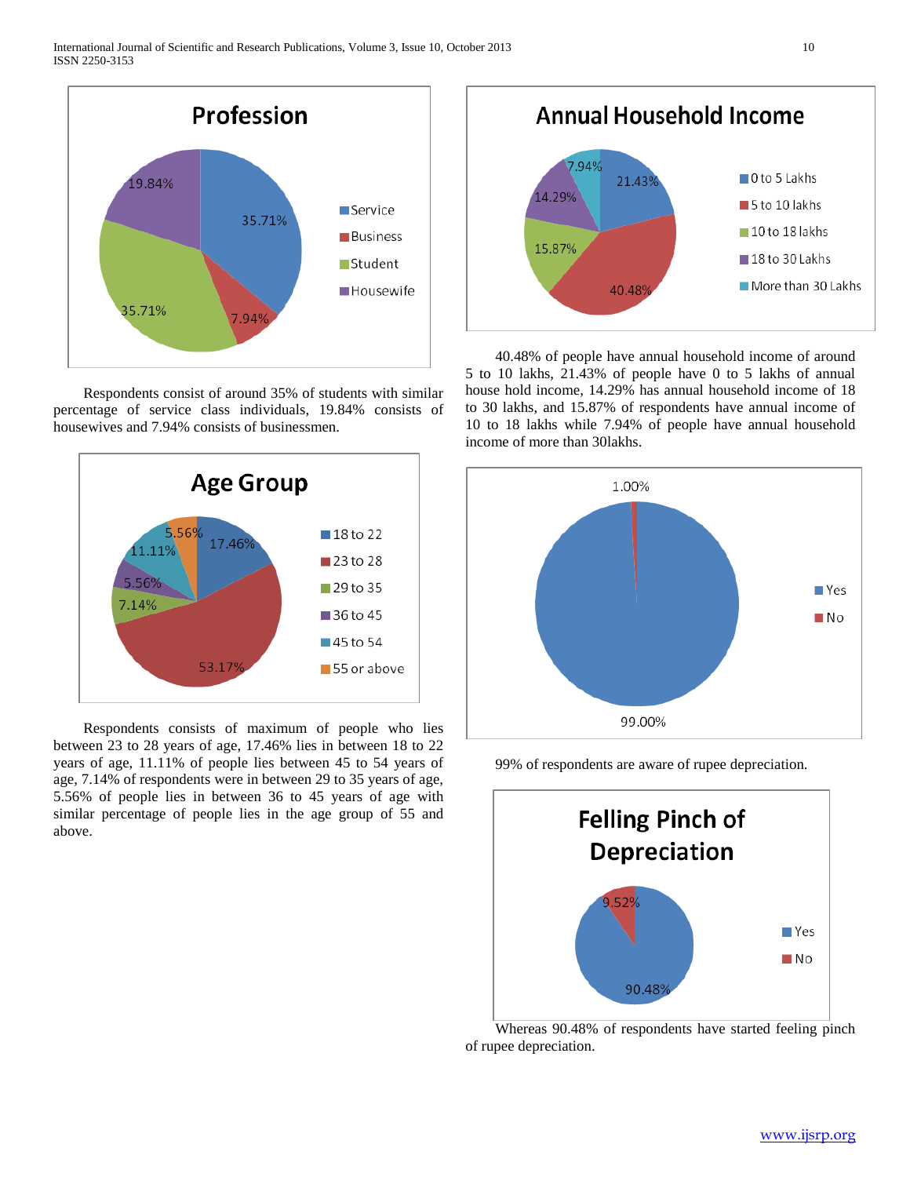Respondents consist of around 35% of students with similar percentage of service class individuals, 19.84% consists of housewives and 7.94% consists of businessmen.

Respondents consists of maximum of people who lies between 23 to 28 years of age, 17.46% lies in between 18 to 22 years of age, 11.11% of people lies between 45 to 54 years of age, 7.14% of respondents were in between 29 to 35 years of age, 5.56% of people lies in between 36 to 45 years of age with similar percentage of people lies in the age group of 55 and above.

40.48% of people have annual household income of around 5 to 10 lakhs, 21.43% of people have 0 to 5 lakhs of annual house hold income, 14.29% has annual household income of 18 to 30 lakhs, and 15.87% of respondents have annual income of 10 to 18 lakhs while 7.94% of people have annual household income of more than 30lakhs.

99% of respondents are aware of rupee depreciation.

Whereas 90.48% of respondents have started feeling pinch of rupee depreciation.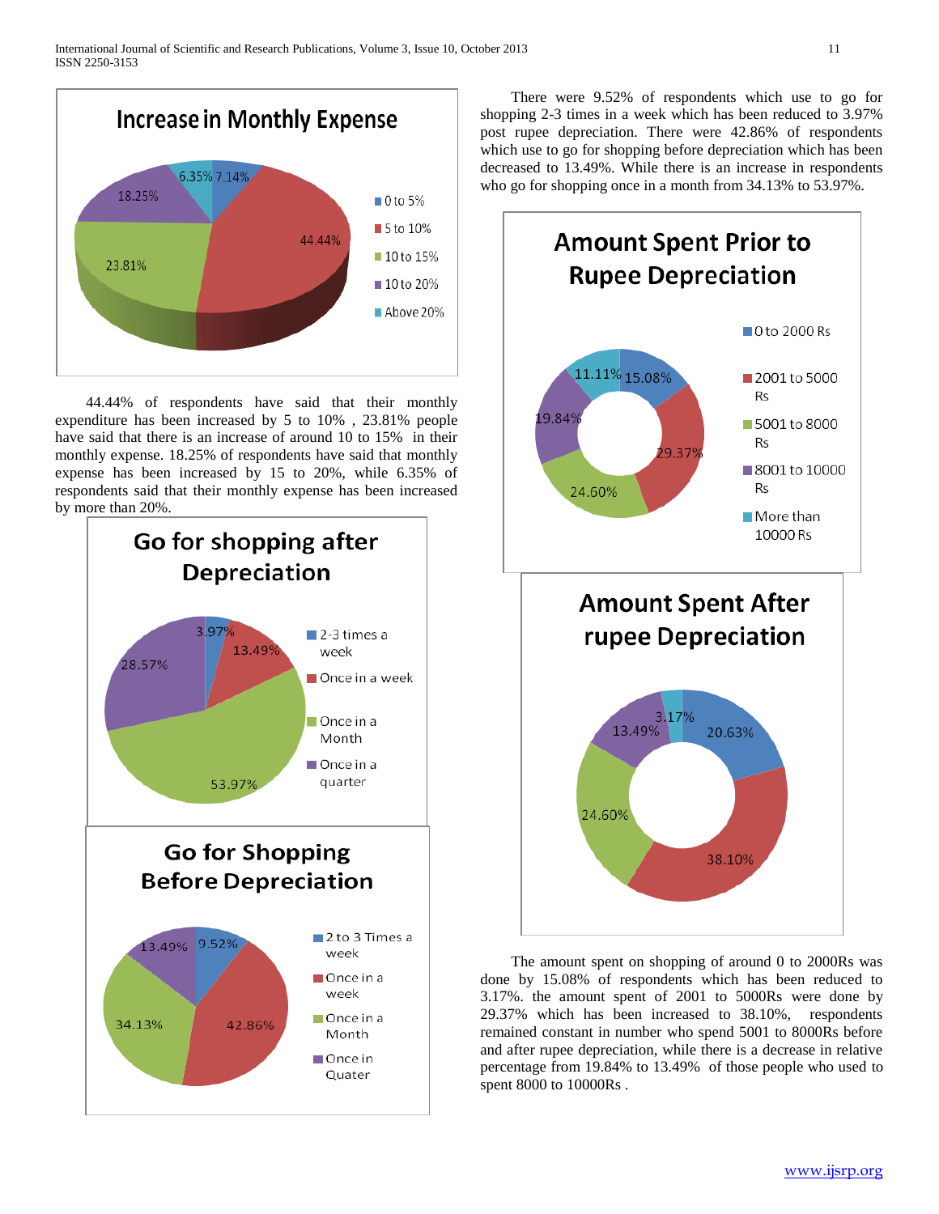**Increase in Monthly Expense**

| Increase | Percentage |
|---|---|
| 0 to 5% | 7.14% |
| 5 to 10% | 44.44% |
| 10 to 15% | 23.81% |
| 10 to 20% | 18.25% |
| Above 20% | 6.35% |

44.44% of respondents have said that their monthly expenditure has been increased by 5 to 10% , 23.81% people have said that there is an increase of around 10 to 15% in their monthly expense. 18.25% of respondents have said that monthly expense has been increased by 15 to 20%, while 6.35% of respondents said that their monthly expense has been increased by more than 20%.

**Go for shopping after Depreciation**

| Frequency | Percentage |
|---|---|
| 2-3 times a week | 3.97% |
| Once in a week | 13.49% |
| Once in a Month | 53.97% |
| Once in a quarter | 28.57% |

**Go for Shopping Before Depreciation**

| Frequency | Percentage |
|---|---|
| 2 to 3 Times a week | 9.52% |
| Once in a week | 42.86% |
| Once in a Month | 34.13% |
| Once in Quater | 13.49% |

There were 9.52% of respondents which use to go for shopping 2-3 times in a week which has been reduced to 3.97% post rupee depreciation. There were 42.86% of respondents which use to go for shopping before depreciation which has been decreased to 13.49%. While there is an increase in respondents who go for shopping once in a month from 34.13% to 53.97%.

**Amount Spent Prior to Rupee Depreciation**

| Amount | Percentage |
|---|---|
| 0 to 2000 Rs | 15.08% |
| 2001 to 5000 Rs | 29.37% |
| 5001 to 8000 Rs | 24.60% |
| 8001 to 10000 Rs | 19.84% |
| More than 10000 Rs | 11.11% |

**Amount Spent After rupee Depreciation**

| Amount | Percentage |
|---|---|
| 0 to 2000 Rs | 20.63% |
| 2001 to 5000 Rs | 38.10% |
| 5001 to 8000 Rs | 24.60% |
| 8001 to 10000 Rs | 13.49% |
| More than 10000 Rs | 3.17% |

The amount spent on shopping of around 0 to 2000Rs was done by 15.08% of respondents which has been reduced to 3.17%. the amount spent of 2001 to 5000Rs were done by 29.37% which has been increased to 38.10%, respondents remained constant in number who spend 5001 to 8000Rs before and after rupee depreciation, while there is a decrease in relative percentage from 19.84% to 13.49% of those people who used to spent 8000 to 10000Rs .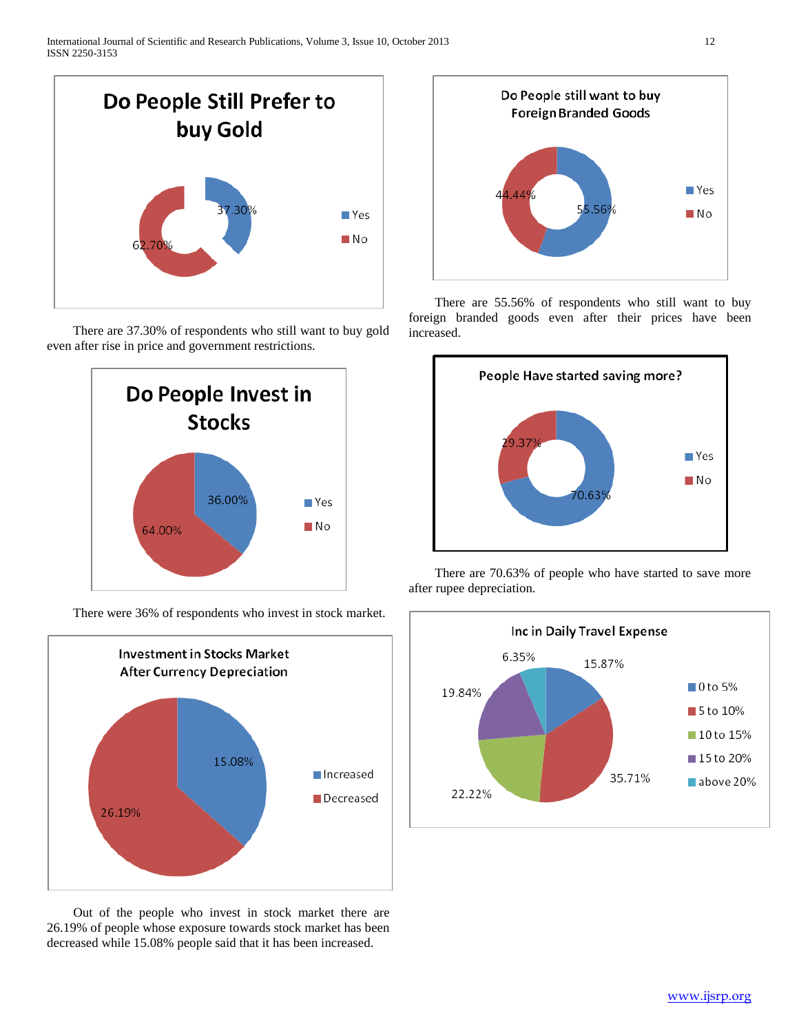**Do People Still Prefer to buy Gold**

| | |
|---|---|
| Yes | 37.30% |
| No | 62.70% |

There are 37.30% of respondents who still want to buy gold even after rise in price and government restrictions.

**Do People Invest in Stocks**

| | |
|---|---|
| Yes | 36.00% |
| No | 64.00% |

There were 36% of respondents who invest in stock market.

**Investment in Stocks Market After Currency Depreciation**

| | |
|---|---|
| Increased | 15.08% |
| Decreased | 26.19% |

Out of the people who invest in stock market there are 26.19% of people whose exposure towards stock market has been decreased while 15.08% people said that it has been increased.

**Do People still want to buy Foreign Branded Goods**

| | |
|---|---|
| Yes | 55.56% |
| No | 44.44% |

There are 55.56% of respondents who still want to buy foreign branded goods even after their prices have been increased.

**People Have started saving more?**

| | |
|---|---|
| Yes | 70.63% |
| No | 29.37% |

There are 70.63% of people who have started to save more after rupee depreciation.

**Inc in Daily Travel Expense**

| | |
|---|---|
| 0 to 5% | 15.87% |
| 5 to 10% | 35.71% |
| 10 to 15% | 22.22% |
| 15 to 20% | 19.84% |
| above 20% | 6.35% |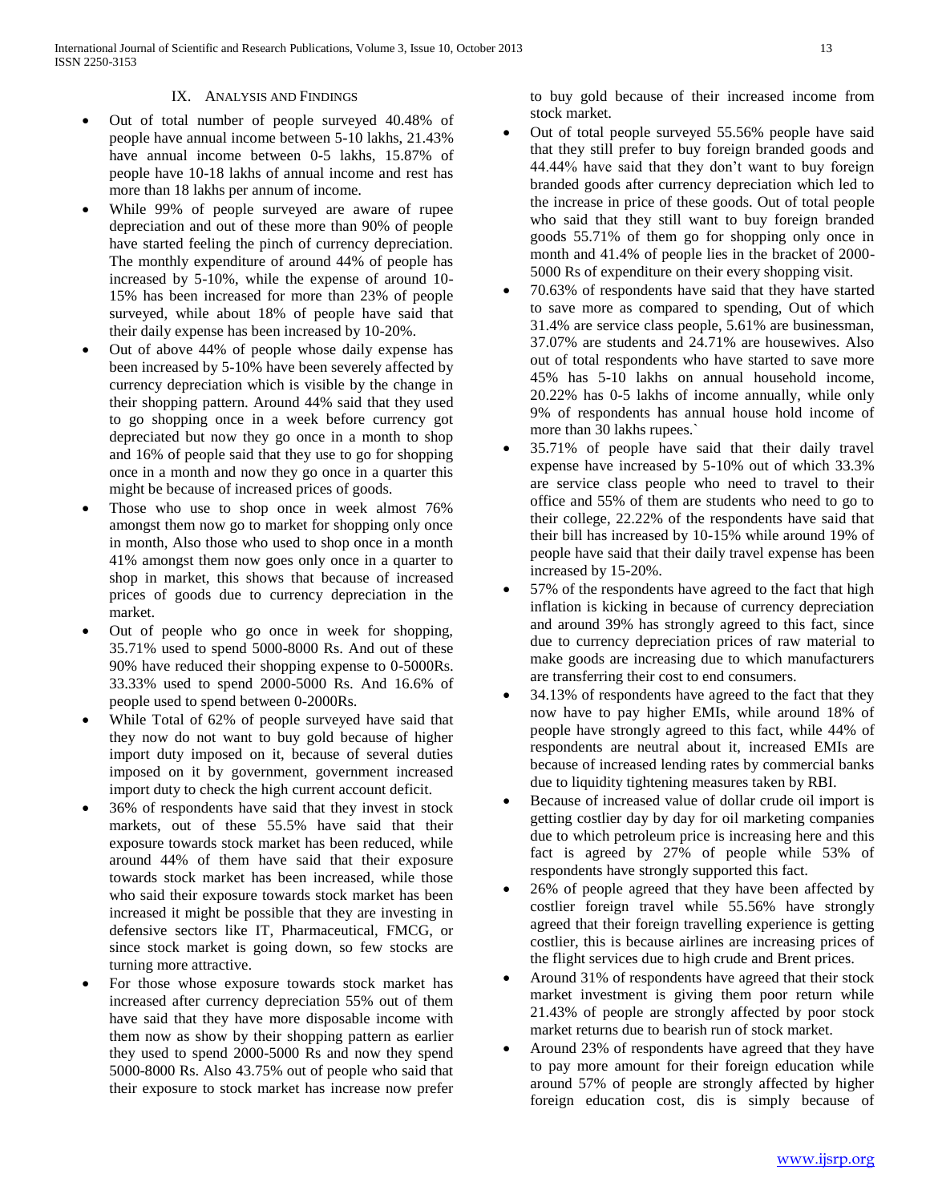## IX. Analysis and Findings

- Out of total number of people surveyed 40.48% of people have annual income between 5-10 lakhs, 21.43% have annual income between 0-5 lakhs, 15.87% of people have 10-18 lakhs of annual income and rest has more than 18 lakhs per annum of income.
- While 99% of people surveyed are aware of rupee depreciation and out of these more than 90% of people have started feeling the pinch of currency depreciation. The monthly expenditure of around 44% of people has increased by 5-10%, while the expense of around 10-15% has been increased for more than 23% of people surveyed, while about 18% of people have said that their daily expense has been increased by 10-20%.
- Out of above 44% of people whose daily expense has been increased by 5-10% have been severely affected by currency depreciation which is visible by the change in their shopping pattern. Around 44% said that they used to go shopping once in a week before currency got depreciated but now they go once in a month to shop and 16% of people said that they use to go for shopping once in a month and now they go once in a quarter this might be because of increased prices of goods.
- Those who use to shop once in week almost 76% amongst them now go to market for shopping only once in month, Also those who used to shop once in a month 41% amongst them now goes only once in a quarter to shop in market, this shows that because of increased prices of goods due to currency depreciation in the market.
- Out of people who go once in week for shopping, 35.71% used to spend 5000-8000 Rs. And out of these 90% have reduced their shopping expense to 0-5000Rs. 33.33% used to spend 2000-5000 Rs. And 16.6% of people used to spend between 0-2000Rs.
- While Total of 62% of people surveyed have said that they now do not want to buy gold because of higher import duty imposed on it, because of several duties imposed on it by government, government increased import duty to check the high current account deficit.
- 36% of respondents have said that they invest in stock markets, out of these 55.5% have said that their exposure towards stock market has been reduced, while around 44% of them have said that their exposure towards stock market has been increased, while those who said their exposure towards stock market has been increased it might be possible that they are investing in defensive sectors like IT, Pharmaceutical, FMCG, or since stock market is going down, so few stocks are turning more attractive.
- For those whose exposure towards stock market has increased after currency depreciation 55% out of them have said that they have more disposable income with them now as show by their shopping pattern as earlier they used to spend 2000-5000 Rs and now they spend 5000-8000 Rs. Also 43.75% out of people who said that their exposure to stock market has increase now prefer to buy gold because of their increased income from stock market.
- Out of total people surveyed 55.56% people have said that they still prefer to buy foreign branded goods and 44.44% have said that they don't want to buy foreign branded goods after currency depreciation which led to the increase in price of these goods. Out of total people who said that they still want to buy foreign branded goods 55.71% of them go for shopping only once in month and 41.4% of people lies in the bracket of 2000-5000 Rs of expenditure on their every shopping visit.
- 70.63% of respondents have said that they have started to save more as compared to spending, Out of which 31.4% are service class people, 5.61% are businessman, 37.07% are students and 24.71% are housewives. Also out of total respondents who have started to save more 45% has 5-10 lakhs on annual household income, 20.22% has 0-5 lakhs of income annually, while only 9% of respondents has annual house hold income of more than 30 lakhs rupees.`
- 35.71% of people have said that their daily travel expense have increased by 5-10% out of which 33.3% are service class people who need to travel to their office and 55% of them are students who need to go to their college, 22.22% of the respondents have said that their bill has increased by 10-15% while around 19% of people have said that their daily travel expense has been increased by 15-20%.
- 57% of the respondents have agreed to the fact that high inflation is kicking in because of currency depreciation and around 39% has strongly agreed to this fact, since due to currency depreciation prices of raw material to make goods are increasing due to which manufacturers are transferring their cost to end consumers.
- 34.13% of respondents have agreed to the fact that they now have to pay higher EMIs, while around 18% of people have strongly agreed to this fact, while 44% of respondents are neutral about it, increased EMIs are because of increased lending rates by commercial banks due to liquidity tightening measures taken by RBI.
- Because of increased value of dollar crude oil import is getting costlier day by day for oil marketing companies due to which petroleum price is increasing here and this fact is agreed by 27% of people while 53% of respondents have strongly supported this fact.
- 26% of people agreed that they have been affected by costlier foreign travel while 55.56% have strongly agreed that their foreign travelling experience is getting costlier, this is because airlines are increasing prices of the flight services due to high crude and Brent prices.
- Around 31% of respondents have agreed that their stock market investment is giving them poor return while 21.43% of people are strongly affected by poor stock market returns due to bearish run of stock market.
- Around 23% of respondents have agreed that they have to pay more amount for their foreign education while around 57% of people are strongly affected by higher foreign education cost, dis is simply because of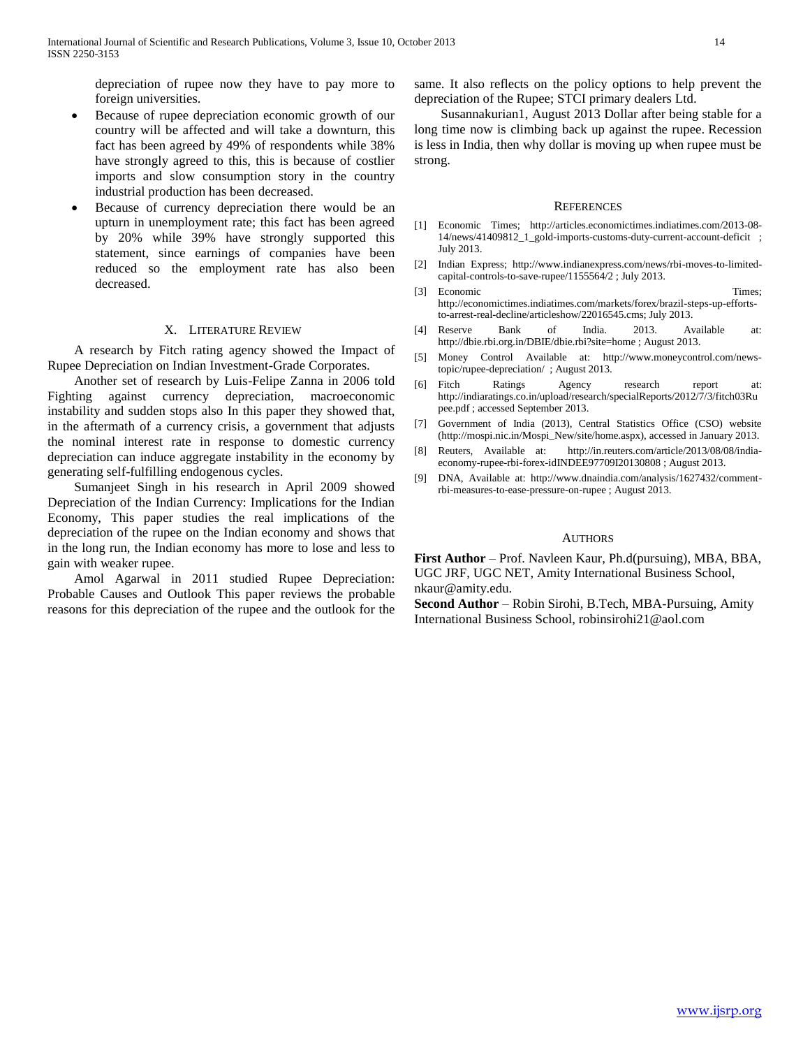depreciation of rupee now they have to pay more to foreign universities.

- Because of rupee depreciation economic growth of our country will be affected and will take a downturn, this fact has been agreed by 49% of respondents while 38% have strongly agreed to this, this is because of costlier imports and slow consumption story in the country industrial production has been decreased.
- Because of currency depreciation there would be an upturn in unemployment rate; this fact has been agreed by 20% while 39% have strongly supported this statement, since earnings of companies have been reduced so the employment rate has also been decreased.

## X. Literature Review

A research by Fitch rating agency showed the Impact of Rupee Depreciation on Indian Investment-Grade Corporates.

Another set of research by Luis-Felipe Zanna in 2006 told Fighting against currency depreciation, macroeconomic instability and sudden stops also In this paper they showed that, in the aftermath of a currency crisis, a government that adjusts the nominal interest rate in response to domestic currency depreciation can induce aggregate instability in the economy by generating self-fulfilling endogenous cycles.

Sumanjeet Singh in his research in April 2009 showed Depreciation of the Indian Currency: Implications for the Indian Economy, This paper studies the real implications of the depreciation of the rupee on the Indian economy and shows that in the long run, the Indian economy has more to lose and less to gain with weaker rupee.

Amol Agarwal in 2011 studied Rupee Depreciation: Probable Causes and Outlook This paper reviews the probable reasons for this depreciation of the rupee and the outlook for the same. It also reflects on the policy options to help prevent the depreciation of the Rupee; STCI primary dealers Ltd.

Susannakurian1, August 2013 Dollar after being stable for a long time now is climbing back up against the rupee. Recession is less in India, then why dollar is moving up when rupee must be strong.

## References

[1] Economic Times; http://articles.economictimes.indiatimes.com/2013-08-14/news/41409812_1_gold-imports-customs-duty-current-account-deficit ; July 2013.

[2] Indian Express; http://www.indianexpress.com/news/rbi-moves-to-limited-capital-controls-to-save-rupee/1155564/2 ; July 2013.

[3] Economic Times; http://economictimes.indiatimes.com/markets/forex/brazil-steps-up-efforts-to-arrest-real-decline/articleshow/22016545.cms; July 2013.

[4] Reserve Bank of India. 2013. Available at: http://dbie.rbi.org.in/DBIE/dbie.rbi?site=home ; August 2013.

[5] Money Control Available at: http://www.moneycontrol.com/news-topic/rupee-depreciation/ ; August 2013.

[6] Fitch Ratings Agency research report at: http://indiaratings.co.in/upload/research/specialReports/2012/7/3/fitch03Rupee.pdf ; accessed September 2013.

[7] Government of India (2013), Central Statistics Office (CSO) website (http://mospi.nic.in/Mospi_New/site/home.aspx), accessed in January 2013.

[8] Reuters, Available at: http://in.reuters.com/article/2013/08/08/india-economy-rupee-rbi-forex-idINDEE97709I20130808 ; August 2013.

[9] DNA, Available at: http://www.dnaindia.com/analysis/1627432/comment-rbi-measures-to-ease-pressure-on-rupee ; August 2013.

## Authors

**First Author** – Prof. Navleen Kaur, Ph.d(pursuing), MBA, BBA, UGC JRF, UGC NET, Amity International Business School, nkaur@amity.edu.

**Second Author** – Robin Sirohi, B.Tech, MBA-Pursuing, Amity International Business School, robinsirohi21@aol.com